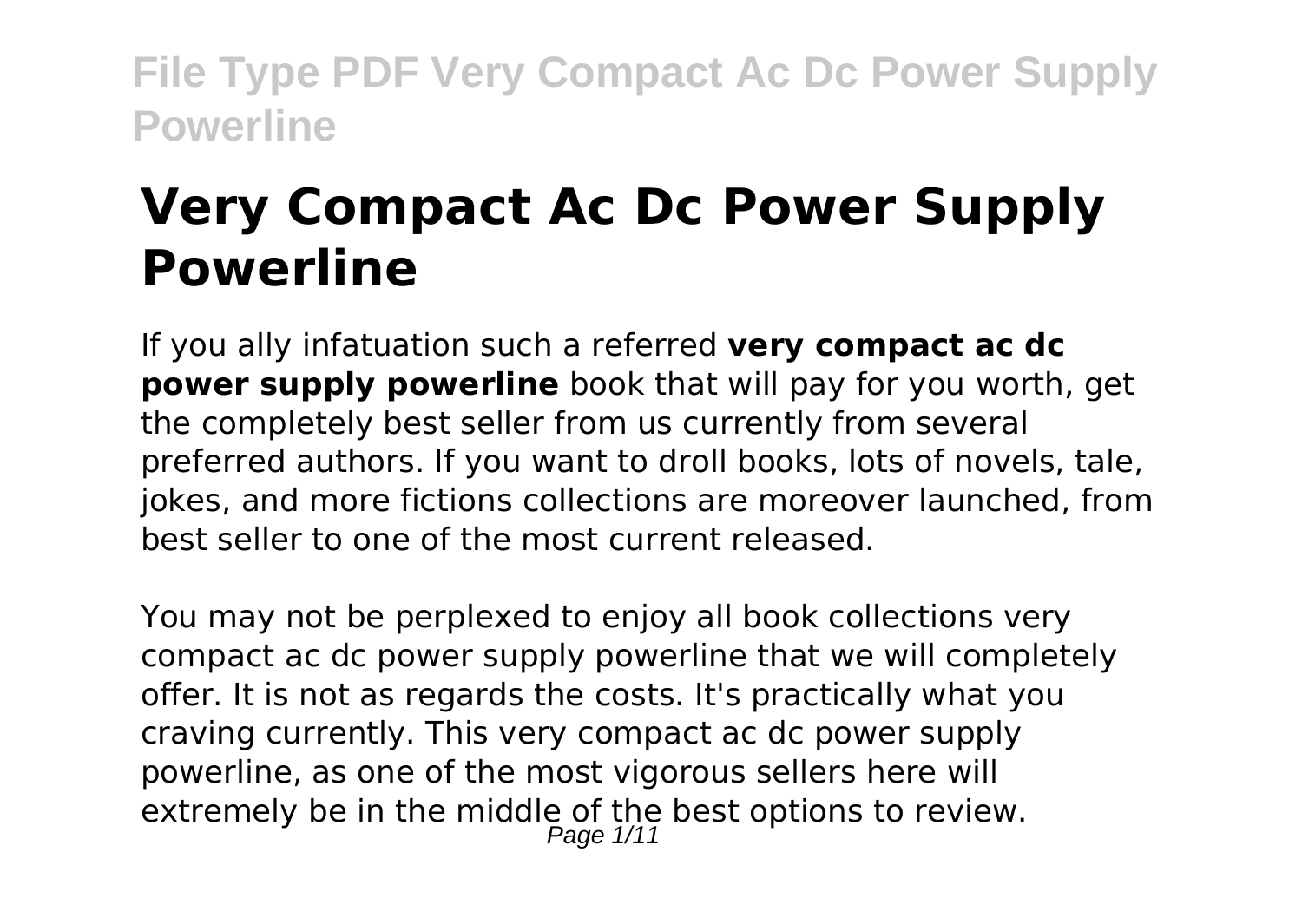# Very Compact Ac Dc Power Supply Powerline

If you ally infatuation such a referred **very compact ac dc power supply powerline** book that will pay for you worth, get the completely best seller from us currently from several preferred authors. If you want to droll books, lots of novels, tale, jokes, and more fictions collections are moreover launched, from best seller to one of the most current released.

You may not be perplexed to enjoy all book collections very compact ac dc power supply powerline that we will completely offer. It is not as regards the costs. It's practically what you craving currently. This very compact ac dc power supply powerline, as one of the most vigorous sellers here will extremely be in the middle of the best options to review.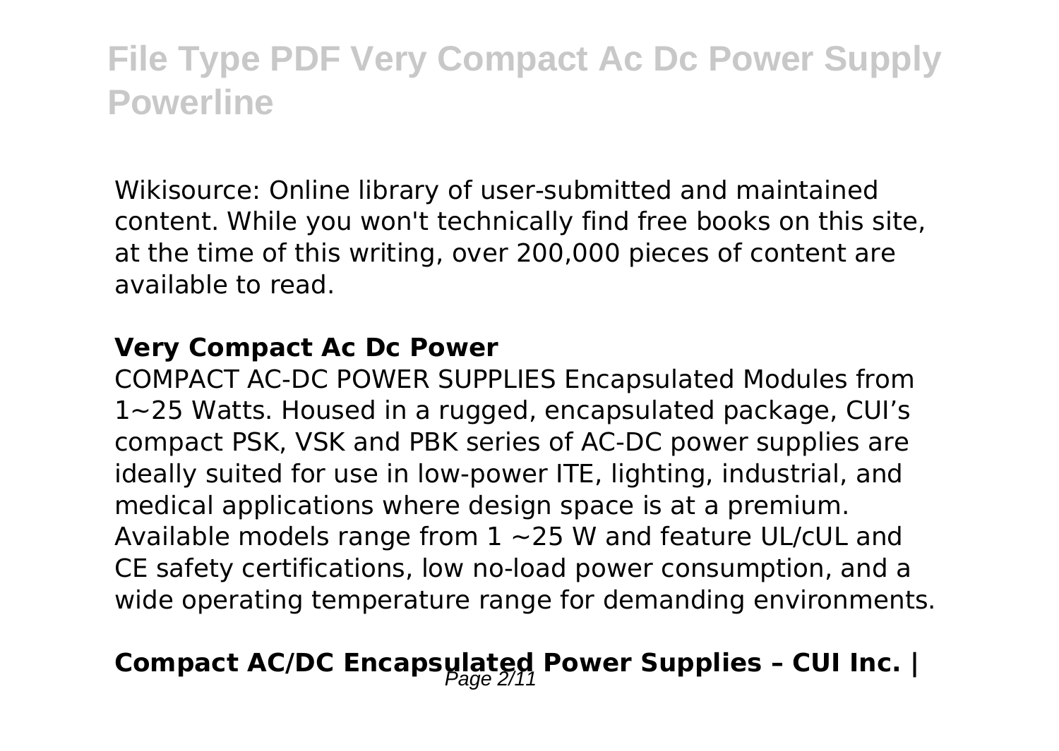Wikisource: Online library of user-submitted and maintained content. While you won't technically find free books on this site, at the time of this writing, over 200,000 pieces of content are available to read.

### Very Compact Ac Dc Power

COMPACT AC-DC POWER SUPPLIES Encapsulated Modules from 1~25 Watts. Housed in a rugged, encapsulated package, CUI's compact PSK, VSK and PBK series of AC-DC power supplies are ideally suited for use in low-power ITE, lighting, industrial, and medical applications where design space is at a premium. Available models range from 1 ~25 W and feature UL/cUL and CE safety certifications, low no-load power consumption, and a wide operating temperature range for demanding environments.

## Compact AC/DC Encapsulated Power Supplies – CUI Inc. |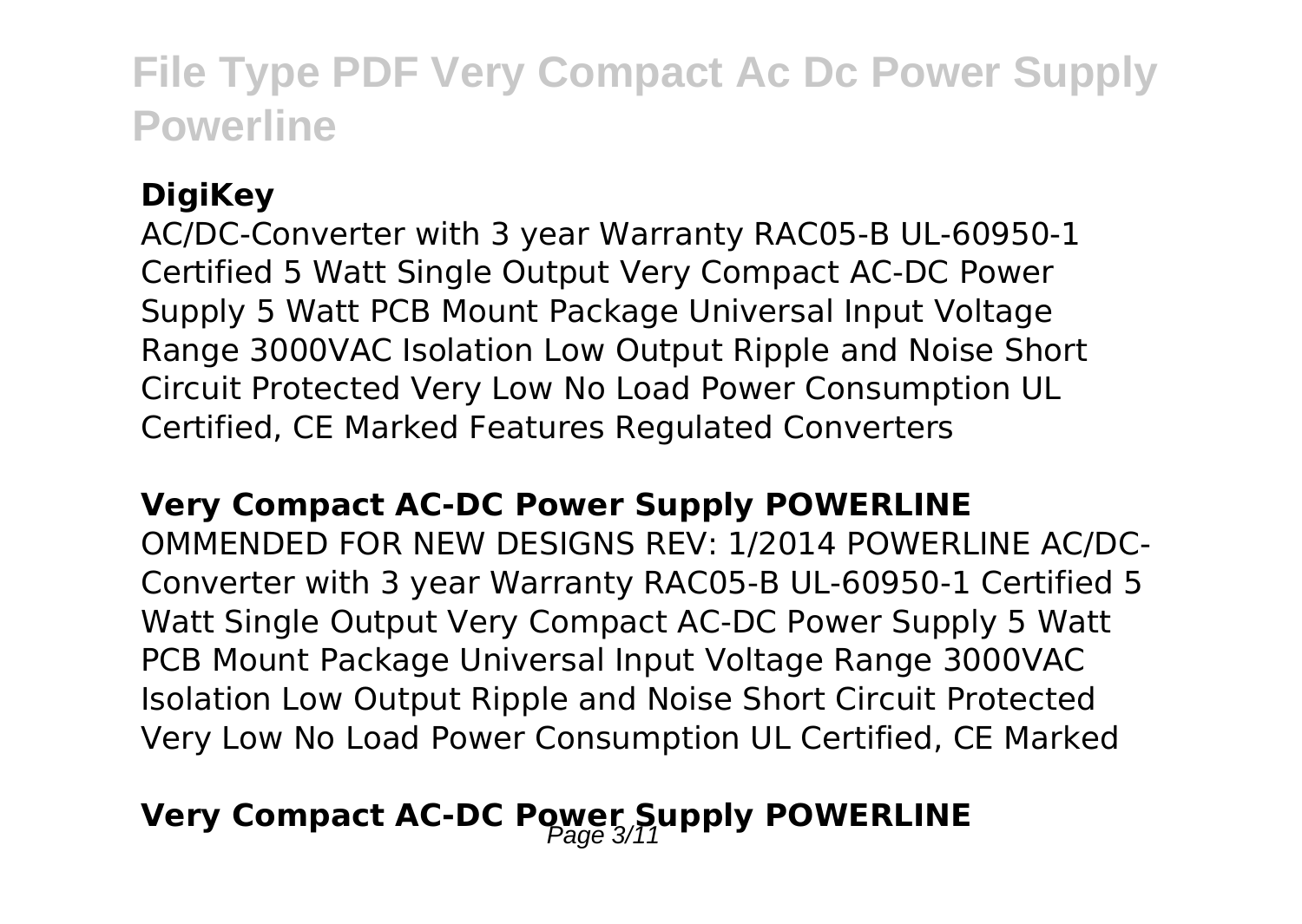### DigiKey

AC/DC-Converter with 3 year Warranty RAC05-B UL-60950-1 Certified 5 Watt Single Output Very Compact AC-DC Power Supply 5 Watt PCB Mount Package Universal Input Voltage Range 3000VAC Isolation Low Output Ripple and Noise Short Circuit Protected Very Low No Load Power Consumption UL Certified, CE Marked Features Regulated Converters

### Very Compact AC-DC Power Supply POWERLINE

OMMENDED FOR NEW DESIGNS REV: 1/2014 POWERLINE AC/DC-Converter with 3 year Warranty RAC05-B UL-60950-1 Certified 5 Watt Single Output Very Compact AC-DC Power Supply 5 Watt PCB Mount Package Universal Input Voltage Range 3000VAC Isolation Low Output Ripple and Noise Short Circuit Protected Very Low No Load Power Consumption UL Certified, CE Marked

### Very Compact AC-DC Power Supply POWERLINE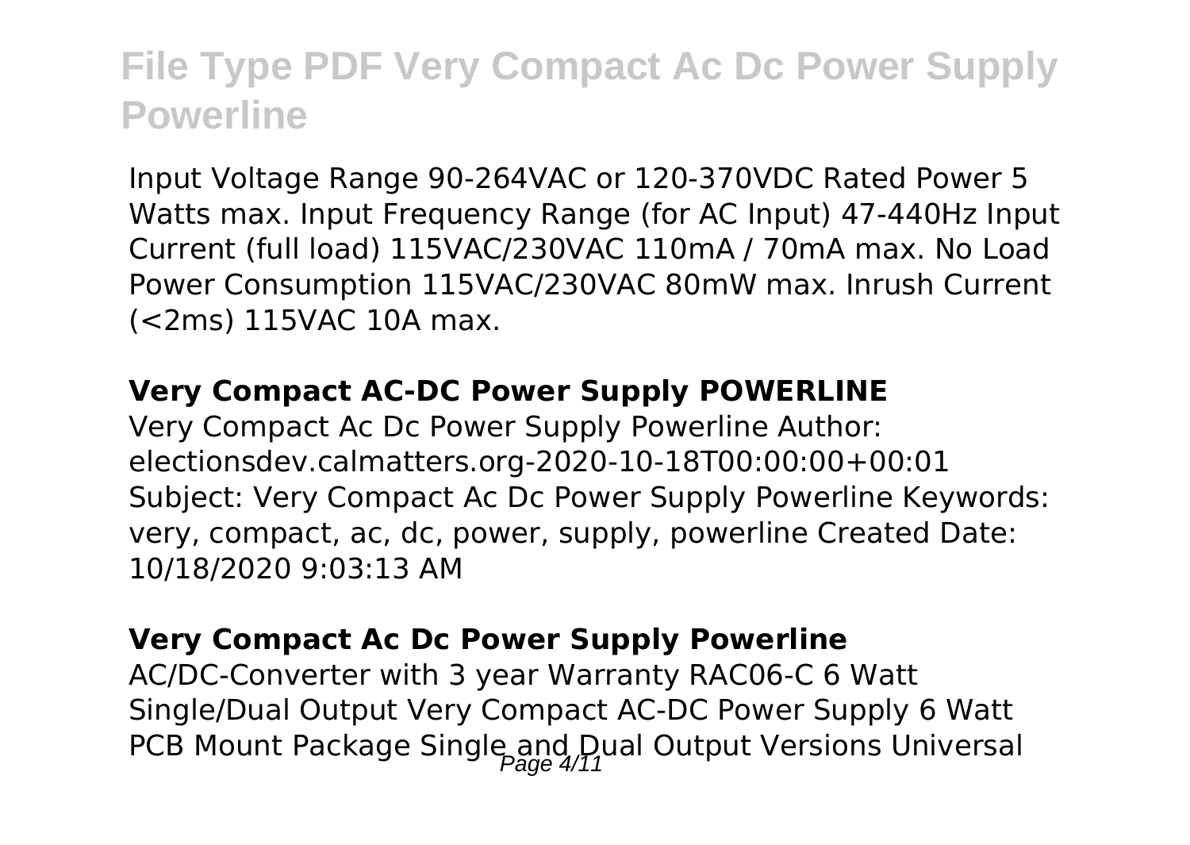Input Voltage Range 90-264VAC or 120-370VDC Rated Power 5 Watts max. Input Frequency Range (for AC Input) 47-440Hz Input Current (full load) 115VAC/230VAC 110mA / 70mA max. No Load Power Consumption 115VAC/230VAC 80mW max. Inrush Current (<2ms) 115VAC 10A max.

### Very Compact AC-DC Power Supply POWERLINE

Very Compact Ac Dc Power Supply Powerline Author: electionsdev.calmatters.org-2020-10-18T00:00:00+00:01 Subject: Very Compact Ac Dc Power Supply Powerline Keywords: very, compact, ac, dc, power, supply, powerline Created Date: 10/18/2020 9:03:13 AM

### Very Compact Ac Dc Power Supply Powerline

AC/DC-Converter with 3 year Warranty RAC06-C 6 Watt Single/Dual Output Very Compact AC-DC Power Supply 6 Watt PCB Mount Package Single and Dual Output Versions Universal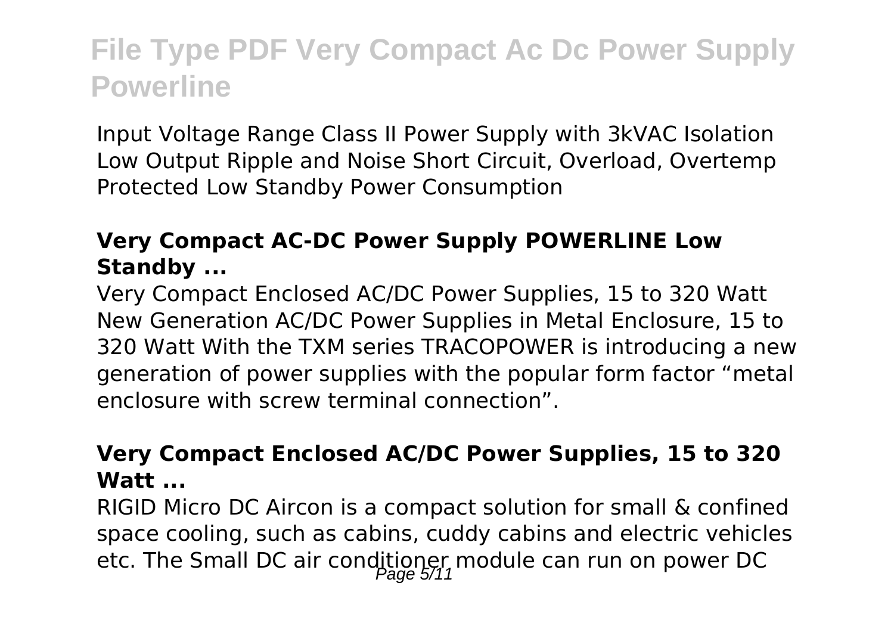Input Voltage Range Class II Power Supply with 3kVAC Isolation Low Output Ripple and Noise Short Circuit, Overload, Overtemp Protected Low Standby Power Consumption

### **Very Compact AC-DC Power Supply POWERLINE Low Standby ...**

Very Compact Enclosed AC/DC Power Supplies, 15 to 320 Watt New Generation AC/DC Power Supplies in Metal Enclosure, 15 to 320 Watt With the TXM series TRACOPOWER is introducing a new generation of power supplies with the popular form factor "metal enclosure with screw terminal connection".

### **Very Compact Enclosed AC/DC Power Supplies, 15 to 320 Watt ...**

RIGID Micro DC Aircon is a compact solution for small & confined space cooling, such as cabins, cuddy cabins and electric vehicles etc. The Small DC air conditioner module can run on power DC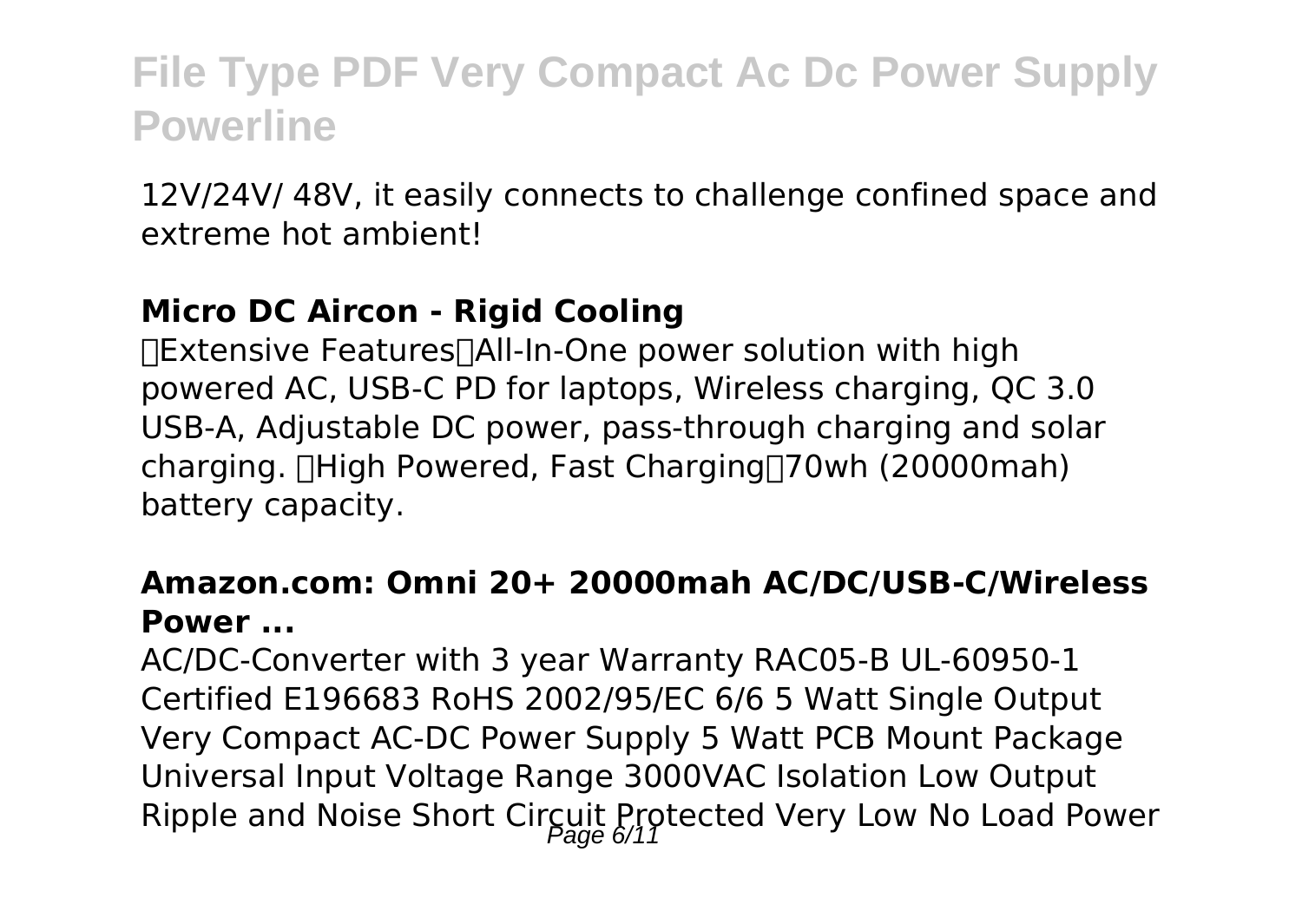12V/24V/ 48V, it easily connects to challenge confined space and extreme hot ambient!

### Micro DC Aircon - Rigid Cooling

【Extensive Features】All-In-One power solution with high powered AC, USB-C PD for laptops, Wireless charging, QC 3.0 USB-A, Adjustable DC power, pass-through charging and solar charging. 【High Powered, Fast Charging】70wh (20000mah) battery capacity.

### Amazon.com: Omni 20+ 20000mah AC/DC/USB-C/Wireless Power ...

AC/DC-Converter with 3 year Warranty RAC05-B UL-60950-1 Certified E196683 RoHS 2002/95/EC 6/6 5 Watt Single Output Very Compact AC-DC Power Supply 5 Watt PCB Mount Package Universal Input Voltage Range 3000VAC Isolation Low Output Ripple and Noise Short Circuit Protected Very Low No Load Power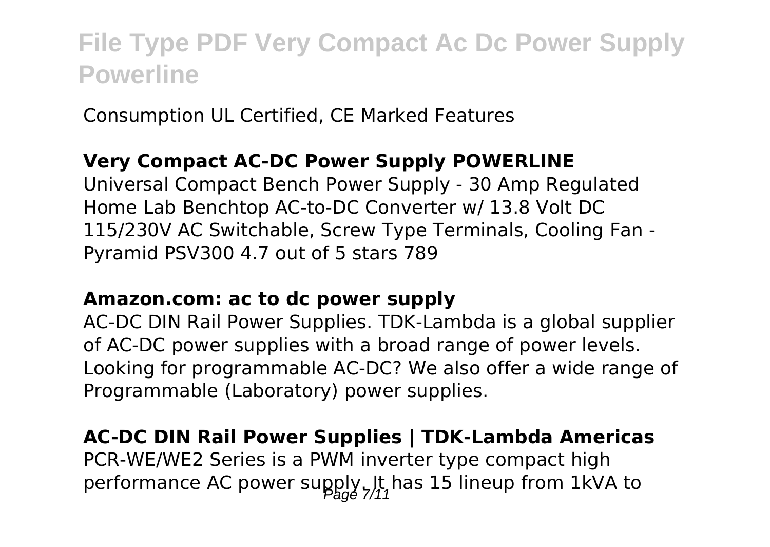Consumption UL Certified, CE Marked Features

**Very Compact AC-DC Power Supply POWERLINE**

Universal Compact Bench Power Supply - 30 Amp Regulated Home Lab Benchtop AC-to-DC Converter w/ 13.8 Volt DC 115/230V AC Switchable, Screw Type Terminals, Cooling Fan - Pyramid PSV300 4.7 out of 5 stars 789

**Amazon.com: ac to dc power supply**

AC-DC DIN Rail Power Supplies. TDK-Lambda is a global supplier of AC-DC power supplies with a broad range of power levels. Looking for programmable AC-DC? We also offer a wide range of Programmable (Laboratory) power supplies.

**AC-DC DIN Rail Power Supplies | TDK-Lambda Americas**

PCR-WE/WE2 Series is a PWM inverter type compact high performance AC power supply. It has 15 lineup from 1kVA to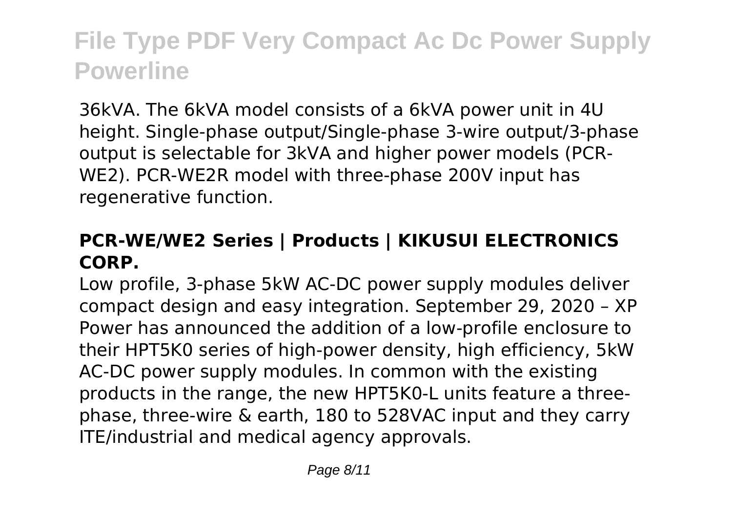36kVA. The 6kVA model consists of a 6kVA power unit in 4U height. Single-phase output/Single-phase 3-wire output/3-phase output is selectable for 3kVA and higher power models (PCR-WE2). PCR-WE2R model with three-phase 200V input has regenerative function.

### PCR-WE/WE2 Series | Products | KIKUSUI ELECTRONICS CORP.

Low profile, 3-phase 5kW AC-DC power supply modules deliver compact design and easy integration. September 29, 2020 – XP Power has announced the addition of a low-profile enclosure to their HPT5K0 series of high-power density, high efficiency, 5kW AC-DC power supply modules. In common with the existing products in the range, the new HPT5K0-L units feature a three-phase, three-wire & earth, 180 to 528VAC input and they carry ITE/industrial and medical agency approvals.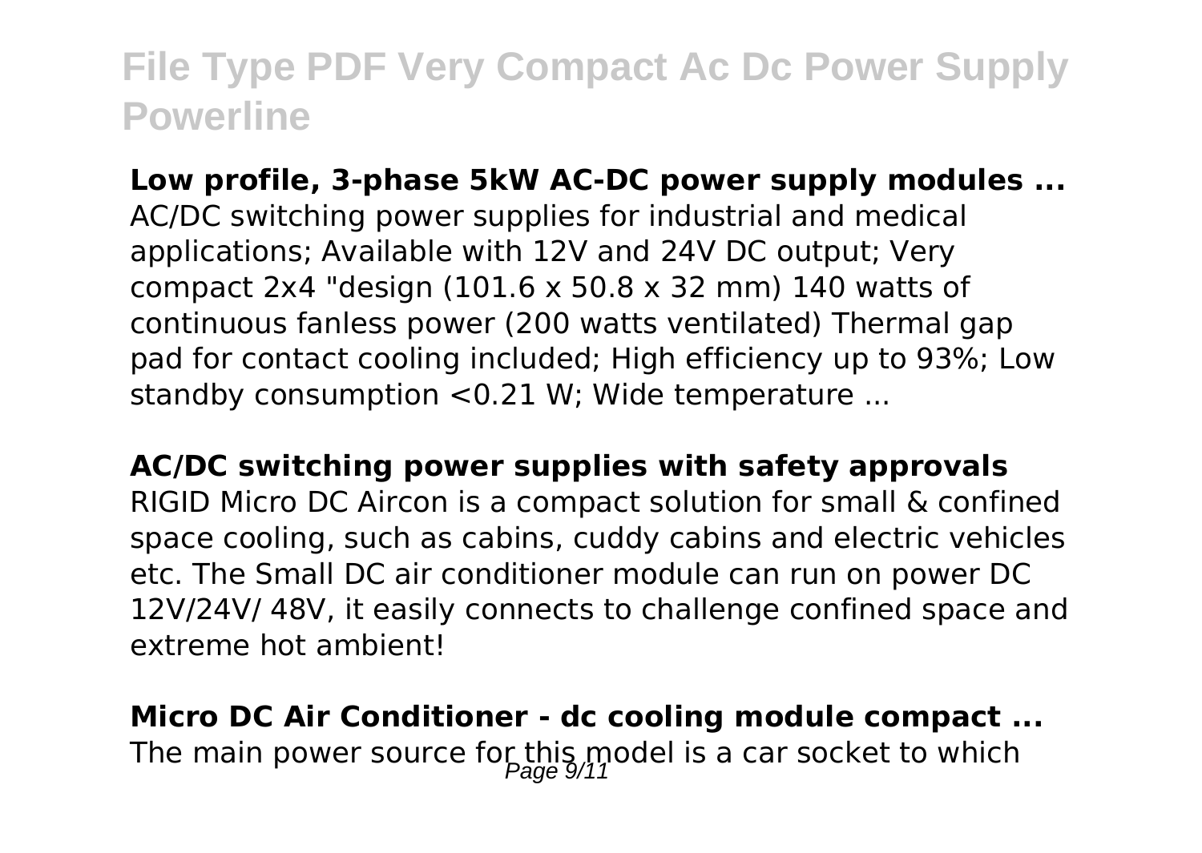**Low profile, 3-phase 5kW AC-DC power supply modules ...**
AC/DC switching power supplies for industrial and medical applications; Available with 12V and 24V DC output; Very compact 2x4 "design (101.6 x 50.8 x 32 mm) 140 watts of continuous fanless power (200 watts ventilated) Thermal gap pad for contact cooling included; High efficiency up to 93%; Low standby consumption <0.21 W; Wide temperature ...

**AC/DC switching power supplies with safety approvals**
RIGID Micro DC Aircon is a compact solution for small & confined space cooling, such as cabins, cuddy cabins and electric vehicles etc. The Small DC air conditioner module can run on power DC 12V/24V/ 48V, it easily connects to challenge confined space and extreme hot ambient!

**Micro DC Air Conditioner - dc cooling module compact ...**
The main power source for this model is a car socket to which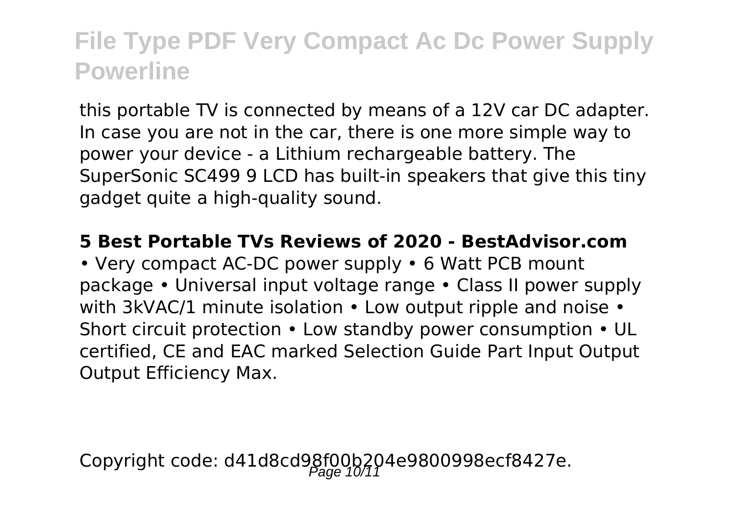this portable TV is connected by means of a 12V car DC adapter. In case you are not in the car, there is one more simple way to power your device - a Lithium rechargeable battery. The SuperSonic SC499 9 LCD has built-in speakers that give this tiny gadget quite a high-quality sound.

**5 Best Portable TVs Reviews of 2020 - BestAdvisor.com**

• Very compact AC-DC power supply • 6 Watt PCB mount package • Universal input voltage range • Class II power supply with 3kVAC/1 minute isolation • Low output ripple and noise • Short circuit protection • Low standby power consumption • UL certified, CE and EAC marked Selection Guide Part Input Output Output Efficiency Max.

Copyright code: d41d8cd98f00b204e9800998ecf8427e.